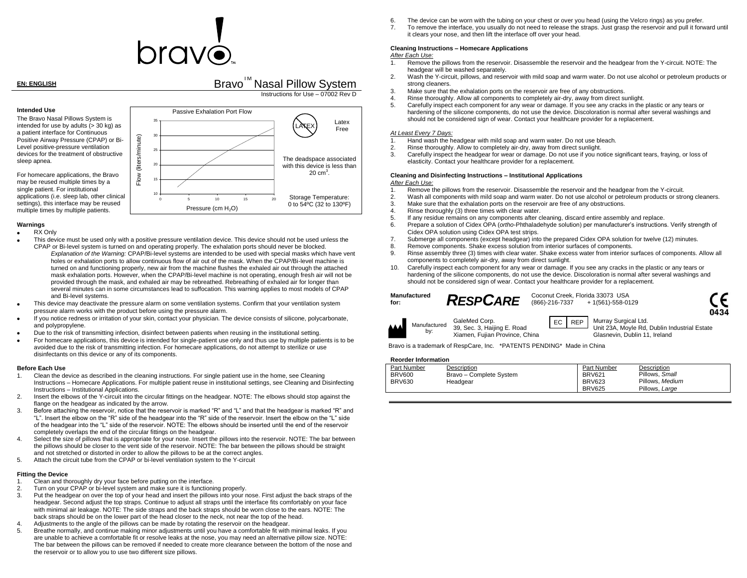# bravo!

**EN: ENGLISH**

# Bravo™ Nasal Pillow System

Instructions for Use – 07002 Rev D

### Intended Use

The Bravo Nasal Pillows System is intended for use by adults (> 30 kg) as a patient interface for Continuous Positive Airway Pressure (CPAP) or Bi-Level positive-pressure ventilation devices for the treatment of obstructive sleep apnea.

For homecare applications, the Bravo may be reused multiple times by a single patient. For institutional applications (i.e. sleep lab, other clinical settings), this interface may be reused multiple times by multiple patients.

Passive Exhalation Port Flow

Flow (liters/minute) vs. Pressure (cm $H_2O$)

LATEX — Latex Free

The deadspace associated with this device is less than 20 $cm^3$.

Storage Temperature: 0 to 54ºC (32 to 130ºF)

### Warnings

- RX Only
- This device must be used only with a positive pressure ventilation device. This device should not be used unless the CPAP or Bi-level system is turned on and operating properly. The exhalation ports should never be blocked.
  *Explanation of the Warning:* CPAP/Bi-level systems are intended to be used with special masks which have vent holes or exhalation ports to allow continuous flow of air out of the mask. When the CPAP/Bi-level machine is turned on and functioning properly, new air from the machine flushes the exhaled air out through the attached mask exhalation ports. However, when the CPAP/Bi-level machine is not operating, enough fresh air will not be provided through the mask, and exhaled air may be rebreathed. Rebreathing of exhaled air for longer than several minutes can in some circumstances lead to suffocation. This warning applies to most models of CPAP and Bi-level systems.
- This device may deactivate the pressure alarm on some ventilation systems. Confirm that your ventilation system pressure alarm works with the product before using the pressure alarm.
- If you notice redness or irritation of your skin, contact your physician. The device consists of silicone, polycarbonate, and polypropylene.
- Due to the risk of transmitting infection, disinfect between patients when reusing in the institutional setting.
- For homecare applications, this device is intended for single-patient use only and thus use by multiple patients is to be avoided due to the risk of transmitting infection. For homecare applications, do not attempt to sterilize or use disinfectants on this device or any of its components.

### Before Each Use

1. Clean the device as described in the cleaning instructions. For single patient use in the home, see Cleaning Instructions – Homecare Applications. For multiple patient reuse in institutional settings, see Cleaning and Disinfecting Instructions – Institutional Applications.
2. Insert the elbows of the Y-circuit into the circular fittings on the headgear. NOTE: The elbows should stop against the flange on the headgear as indicated by the arrow.
3. Before attaching the reservoir, notice that the reservoir is marked "R" and "L" and that the headgear is marked "R" and "L". Insert the elbow on the "R" side of the headgear into the "R" side of the reservoir. Insert the elbow on the "L" side of the headgear into the "L" side of the reservoir. NOTE: The elbows should be inserted until the end of the reservoir completely overlaps the end of the circular fittings on the headgear.
4. Select the size of pillows that is appropriate for your nose. Insert the pillows into the reservoir. NOTE: The bar between the pillows should be closer to the vent side of the reservoir. NOTE: The bar between the pillows should be straight and not stretched or distorted in order to allow the pillows to be at the correct angles.
5. Attach the circuit tube from the CPAP or bi-level ventilation system to the Y-circuit

### Fitting the Device

1. Clean and thoroughly dry your face before putting on the interface.
2. Turn on your CPAP or bi-level system and make sure it is functioning properly.
3. Put the headgear on over the top of your head and insert the pillows into your nose. First adjust the back straps of the headgear. Second adjust the top straps. Continue to adjust all straps until the interface fits comfortably on your face with minimal air leakage. NOTE: The side straps and the back straps should be worn close to the ears. NOTE: The back straps should be on the lower part of the head closer to the neck, not near the top of the head.
4. Adjustments to the angle of the pillows can be made by rotating the reservoir on the headgear.
5. Breathe normally, and continue making minor adjustments until you have a comfortable fit with minimal leaks. If you are unable to achieve a comfortable fit or resolve leaks at the nose, you may need an alternative pillow size. NOTE: The bar between the pillows can be removed if needed to create more clearance between the bottom of the nose and the reservoir or to allow you to use two different size pillows.
6. The device can be worn with the tubing on your chest or over you head (using the Velcro rings) as you prefer.
7. To remove the interface, you usually do not need to release the straps. Just grasp the reservoir and pull it forward until it clears your nose, and then lift the interface off over your head.

### Cleaning Instructions – Homecare Applications

*After Each Use:*

1. Remove the pillows from the reservoir. Disassemble the reservoir and the headgear from the Y-circuit. NOTE: The headgear will be washed separately.
2. Wash the Y-circuit, pillows, and reservoir with mild soap and warm water. Do not use alcohol or petroleum products or strong cleaners.
3. Make sure that the exhalation ports on the reservoir are free of any obstructions.
4. Rinse thoroughly. Allow all components to completely air-dry, away from direct sunlight.
5. Carefully inspect each component for any wear or damage. If you see any cracks in the plastic or any tears or hardening of the silicone components, do not use the device. Discoloration is normal after several washings and should not be considered sign of wear. Contact your healthcare provider for a replacement.

*At Least Every 7 Days:*

1. Hand wash the headgear with mild soap and warm water. Do not use bleach.
2. Rinse thoroughly. Allow to completely air-dry, away from direct sunlight.
3. Carefully inspect the headgear for wear or damage. Do not use if you notice significant tears, fraying, or loss of elasticity. Contact your healthcare provider for a replacement.

### Cleaning and Disinfecting Instructions – Institutional Applications

*After Each Use:*

1. Remove the pillows from the reservoir. Disassemble the reservoir and the headgear from the Y-circuit.
2. Wash all components with mild soap and warm water. Do not use alcohol or petroleum products or strong cleaners.
3. Make sure that the exhalation ports on the reservoir are free of any obstructions.
4. Rinse thoroughly (3) three times with clear water.
5. If any residue remains on any components after cleaning, discard entire assembly and replace.
6. Prepare a solution of Cidex OPA (*ortho*-Phthaladehyde solution) per manufacturer's instructions. Verify strength of Cidex OPA solution using Cidex OPA test strips.
7. Submerge all components (except headgear) into the prepared Cidex OPA solution for twelve (12) minutes.
8. Remove components. Shake excess solution from interior surfaces of components.
9. Rinse assembly three (3) times with clear water. Shake excess water from interior surfaces of components. Allow all components to completely air-dry, away from direct sunlight.
10. Carefully inspect each component for any wear or damage. If you see any cracks in the plastic or any tears or hardening of the silicone components, do not use the device. Discoloration is normal after several washings and should not be considered sign of wear. Contact your healthcare provider for a replacement.

**Manufactured for:** RESPCARE — Coconut Creek, Florida 33073 USA (866)-216-7337 + 1(561)-558-0129

CE 0434

Manufactured by: GaleMed Corp. 39, Sec. 3, Haijing E. Road Xiamen, Fujian Province, China

EC REP: Murray Surgical Ltd. Unit 23A, Moyle Rd, Dublin Industrial Estate Glasnevin, Dublin 11, Ireland

Bravo is a trademark of RespCare, Inc. \*PATENTS PENDING\* Made in China

### Reorder Information

| Part Number | Description | Part Number | Description |
|---|---|---|---|
| BRV600 | Bravo – Complete System | BRV621 | Pillows, *Small* |
| BRV630 | Headgear | BRV623 | Pillows, *Medium* |
| | | BRV625 | Pillows, *Large* |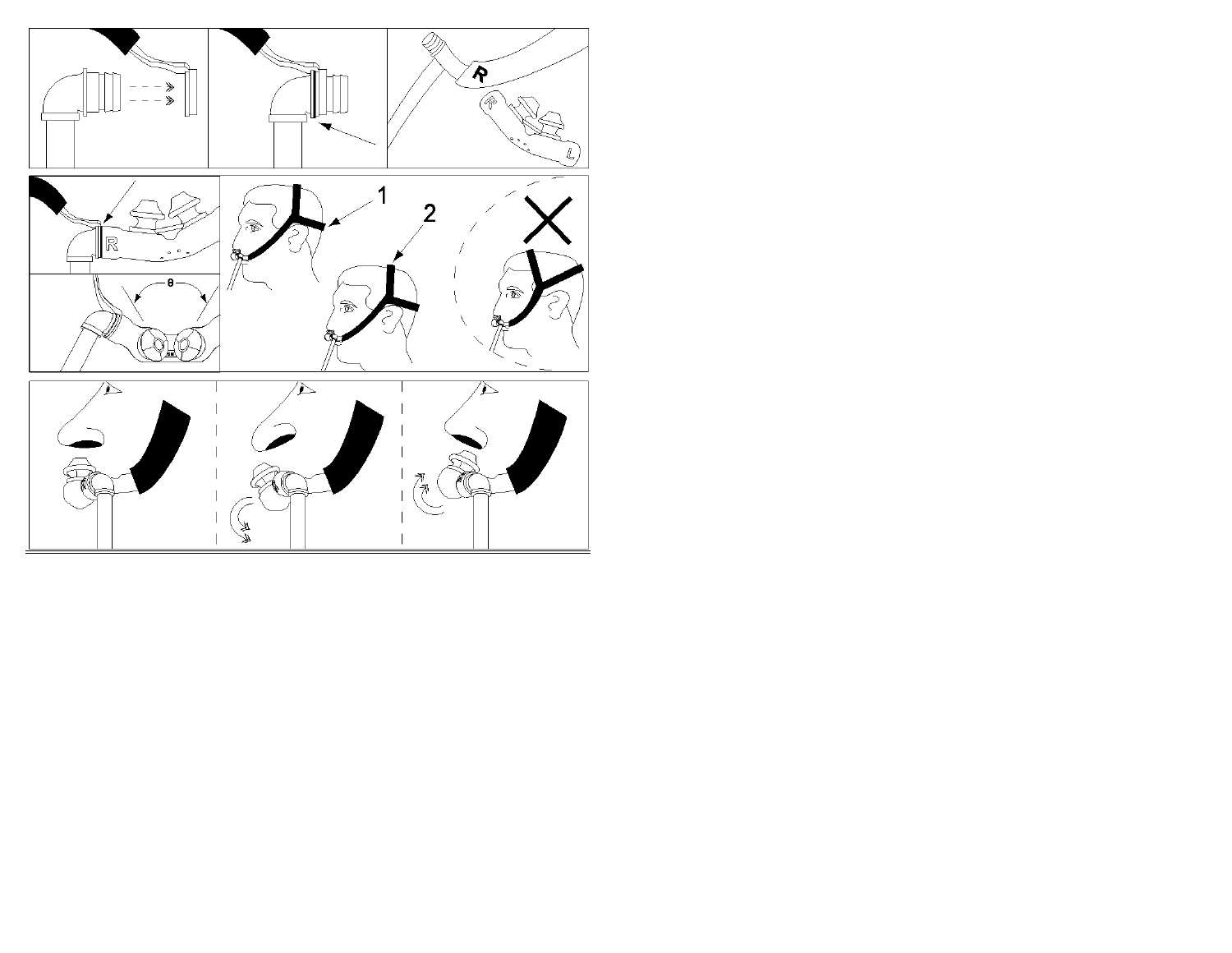R

R

L

R

θ

1

2